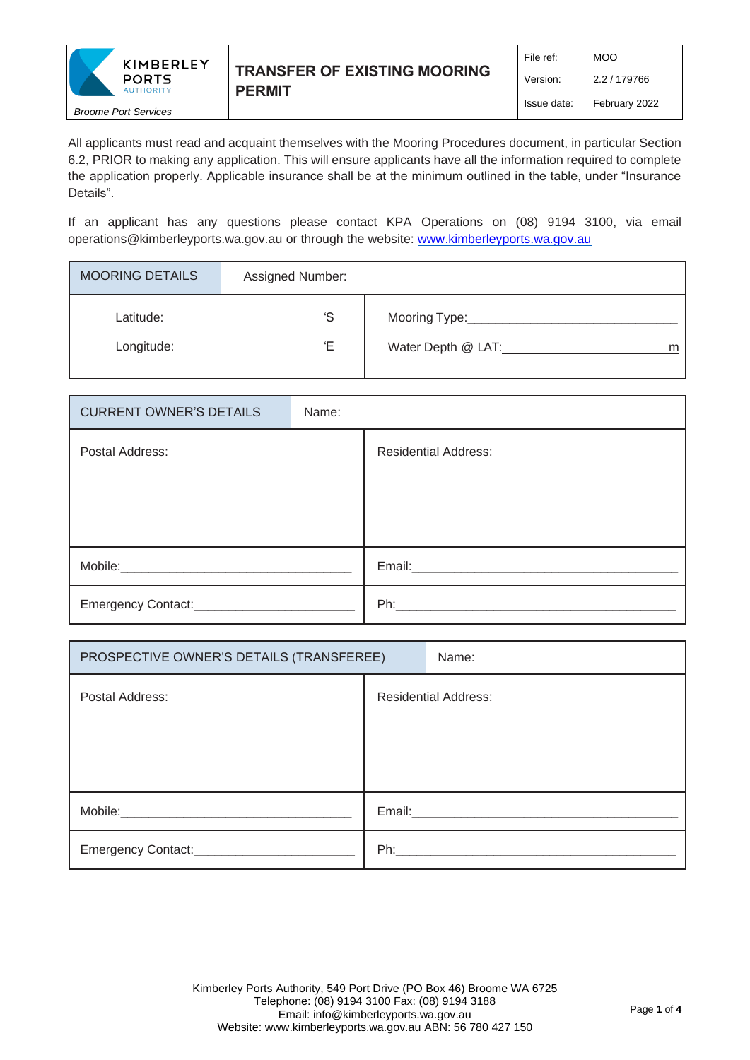| KIMBERLEY PORTS AUTHORITY *Broome Port Services* | **TRANSFER OF EXISTING MOORING PERMIT** | File ref: MOO Version: 2.2 / 179766 Issue date: February 2022 |
|---|---|---|

All applicants must read and acquaint themselves with the Mooring Procedures document, in particular Section 6.2, PRIOR to making any application. This will ensure applicants have all the information required to complete the application properly. Applicable insurance shall be at the minimum outlined in the table, under "Insurance Details".

If an applicant has any questions please contact KPA Operations on (08) 9194 3100, via email operations@kimberleyports.wa.gov.au or through the website: www.kimberleyports.wa.gov.au

| MOORING DETAILS | Assigned Number: |
|---|---|
| Latitude:______________________ 'S | Mooring Type:_____________________________ |
| Longitude:_____________________ 'E | Water Depth @ LAT:_______________________ m |

| CURRENT OWNER'S DETAILS | Name: |
|---|---|
| Postal Address: | Residential Address: |
| Mobile:_________________________________ | Email:_______________________________________ |
| Emergency Contact:______________________ | Ph:__________________________________________ |

| PROSPECTIVE OWNER'S DETAILS (TRANSFEREE) | Name: |
|---|---|
| Postal Address: | Residential Address: |
| Mobile:_________________________________ | Email:_______________________________________ |
| Emergency Contact:______________________ | Ph:__________________________________________ |

Kimberley Ports Authority, 549 Port Drive (PO Box 46) Broome WA 6725
Telephone: (08) 9194 3100 Fax: (08) 9194 3188
Email: info@kimberleyports.wa.gov.au
Website: www.kimberleyports.wa.gov.au ABN: 56 780 427 150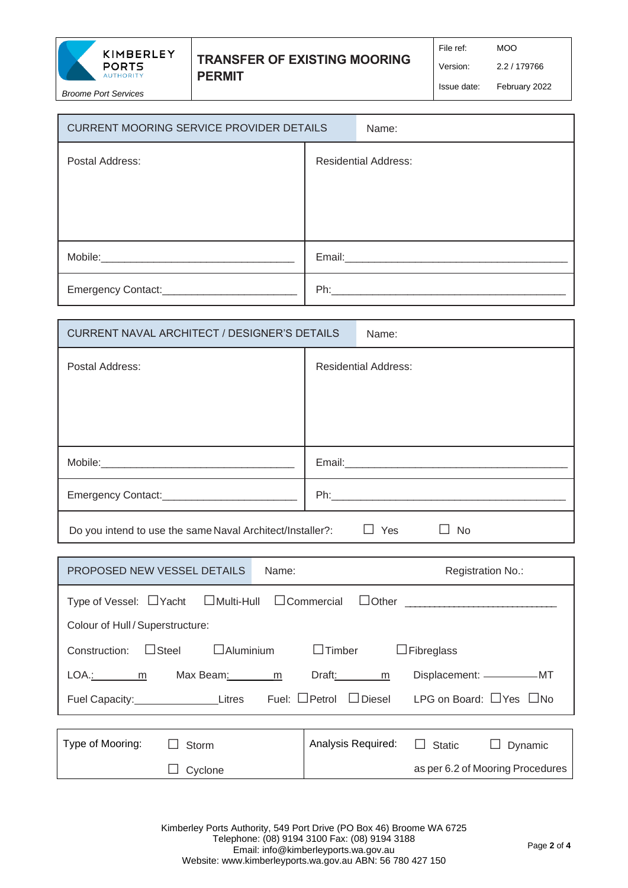| KIMBERLEY PORTS AUTHORITY<br>*Broome Port Services* | **TRANSFER OF EXISTING MOORING PERMIT** | File ref: MOO<br>Version: 2.2 / 179766<br>Issue date: February 2022 |
|---|---|---|

| CURRENT MOORING SERVICE PROVIDER DETAILS | Name: |
|---|---|
| Postal Address: | Residential Address: |
| Mobile:_______________________________ | Email:_______________________________________ |
| Emergency Contact:_____________________ | Ph:__________________________________________ |

| CURRENT NAVAL ARCHITECT / DESIGNER'S DETAILS | Name: |
|---|---|
| Postal Address: | Residential Address: |
| Mobile:_______________________________ | Email:_______________________________________ |
| Emergency Contact:_____________________ | Ph:__________________________________________ |
| Do you intend to use the same Naval Architect/Installer?: ☐ Yes ☐ No | |

| PROPOSED NEW VESSEL DETAILS | Name: | Registration No.: |
|---|---|---|
| Type of Vessel: ☐Yacht ☐Multi-Hull ☐Commercial ☐Other ____________________________ | | |
| Colour of Hull / Superstructure: | | |
| Construction: ☐Steel ☐Aluminium ☐Timber ☐Fibreglass | | |
| LOA.:_______m Max Beam:_______m Draft:_______m Displacement: _________MT | | |
| Fuel Capacity:_____________Litres Fuel: ☐Petrol ☐Diesel LPG on Board: ☐Yes ☐No | | |

| Type of Mooring: ☐ Storm ☐ Cyclone | Analysis Required: ☐ Static ☐ Dynamic<br>as per 6.2 of Mooring Procedures |
|---|---|

Kimberley Ports Authority, 549 Port Drive (PO Box 46) Broome WA 6725
Telephone: (08) 9194 3100 Fax: (08) 9194 3188
Email: info@kimberleyports.wa.gov.au
Website: www.kimberleyports.wa.gov.au ABN: 56 780 427 150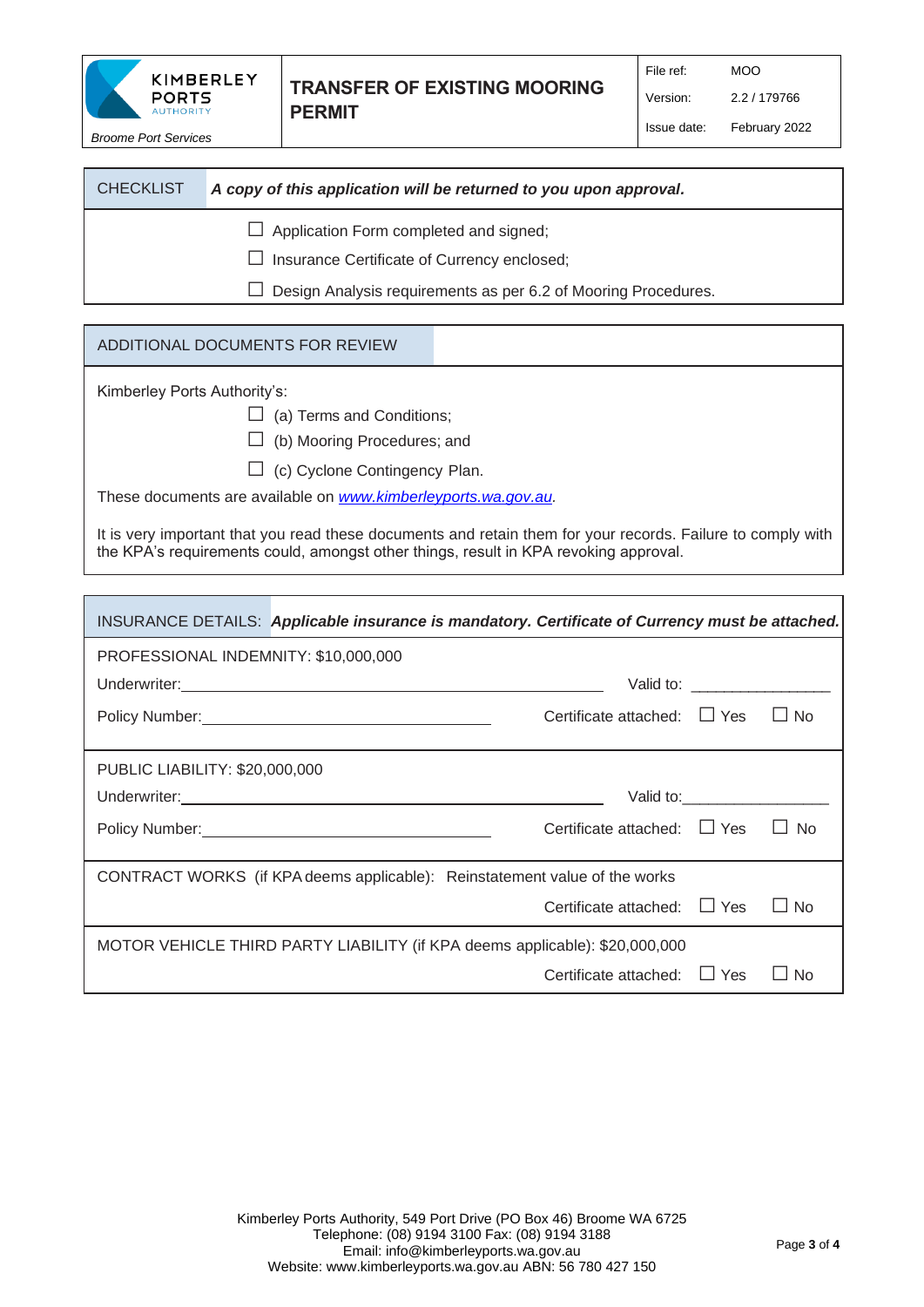| KIMBERLEY PORTS AUTHORITY<br>*Broome Port Services* | **TRANSFER OF EXISTING MOORING PERMIT** | File ref: MOO<br>Version: 2.2 / 179766<br>Issue date: February 2022 |
|---|---|---|

## CHECKLIST

***A copy of this application will be returned to you upon approval.***

- ☐ Application Form completed and signed;
- ☐ Insurance Certificate of Currency enclosed;
- ☐ Design Analysis requirements as per 6.2 of Mooring Procedures.

## ADDITIONAL DOCUMENTS FOR REVIEW

Kimberley Ports Authority's:

- ☐ (a) Terms and Conditions;
- ☐ (b) Mooring Procedures; and
- ☐ (c) Cyclone Contingency Plan.

These documents are available on *www.kimberleyports.wa.gov.au*.

It is very important that you read these documents and retain them for your records. Failure to comply with the KPA's requirements could, amongst other things, result in KPA revoking approval.

## INSURANCE DETAILS: ***Applicable insurance is mandatory. Certificate of Currency must be attached.***

PROFESSIONAL INDEMNITY: $10,000,000

Underwriter:______________________________ Valid to: ________________

Policy Number:______________________________ Certificate attached: ☐ Yes ☐ No

PUBLIC LIABILITY: $20,000,000

Underwriter:______________________________ Valid to: ________________

Policy Number:______________________________ Certificate attached: ☐ Yes ☐ No

CONTRACT WORKS (if KPA deems applicable): Reinstatement value of the works

Certificate attached: ☐ Yes ☐ No

MOTOR VEHICLE THIRD PARTY LIABILITY (if KPA deems applicable): $20,000,000

Certificate attached: ☐ Yes ☐ No

Kimberley Ports Authority, 549 Port Drive (PO Box 46) Broome WA 6725
Telephone: (08) 9194 3100 Fax: (08) 9194 3188
Email: info@kimberleyports.wa.gov.au
Website: www.kimberleyports.wa.gov.au ABN: 56 780 427 150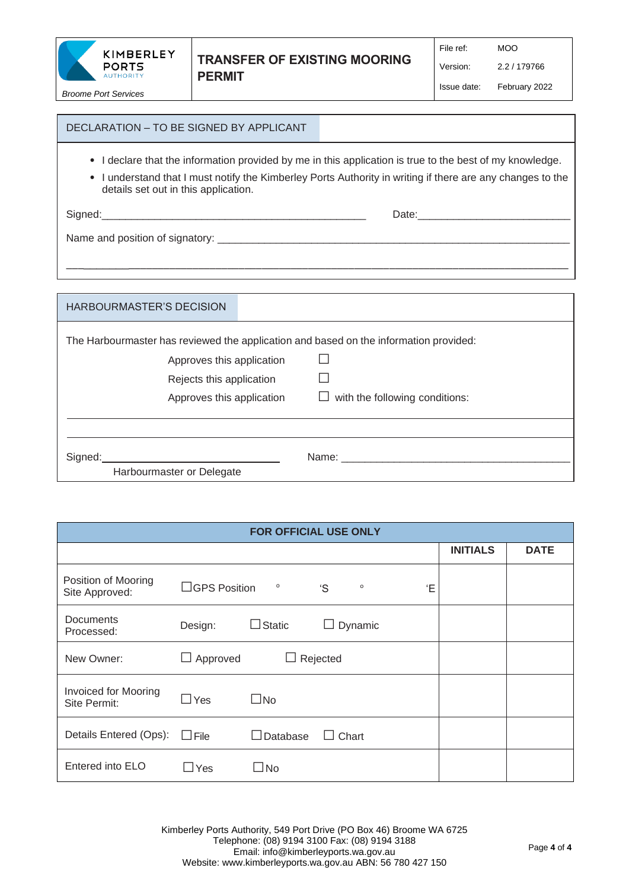| | | |
|---|---|---|
| KIMBERLEY PORTS AUTHORITY<br>*Broome Port Services* | **TRANSFER OF EXISTING MOORING PERMIT** | File ref: MOO<br>Version: 2.2 / 179766<br>Issue date: February 2022 |

## DECLARATION – TO BE SIGNED BY APPLICANT

- I declare that the information provided by me in this application is true to the best of my knowledge.
- I understand that I must notify the Kimberley Ports Authority in writing if there are any changes to the details set out in this application.

Signed:_______________________________________________ Date:__________________________

Name and position of signatory: ______________________________________________________________

_____________________________________________________________________________________

## HARBOURMASTER'S DECISION

The Harbourmaster has reviewed the application and based on the information provided:

Approves this application ☐

Rejects this application ☐

Approves this application ☐ with the following conditions:

_____________________________________________________________________________________

_____________________________________________________________________________________

Signed:______________________________ Name: ________________________________________

Harbourmaster or Delegate

| FOR OFFICIAL USE ONLY | | | | | |
|---|---|---|---|---|---|
| | | | | **INITIALS** | **DATE** |
| Position of Mooring Site Approved: | ☐GPS Position ° ‘S | ° ‘E | | | |
| Documents Processed: | Design: | ☐Static | ☐ Dynamic | | |
| New Owner: | ☐ Approved | ☐ Rejected | | | |
| Invoiced for Mooring Site Permit: | ☐Yes | ☐No | | | |
| Details Entered (Ops): | ☐File | ☐Database | ☐ Chart | | |
| Entered into ELO | ☐Yes | ☐No | | | |

Kimberley Ports Authority, 549 Port Drive (PO Box 46) Broome WA 6725
Telephone: (08) 9194 3100 Fax: (08) 9194 3188
Email: info@kimberleyports.wa.gov.au
Website: www.kimberleyports.wa.gov.au ABN: 56 780 427 150